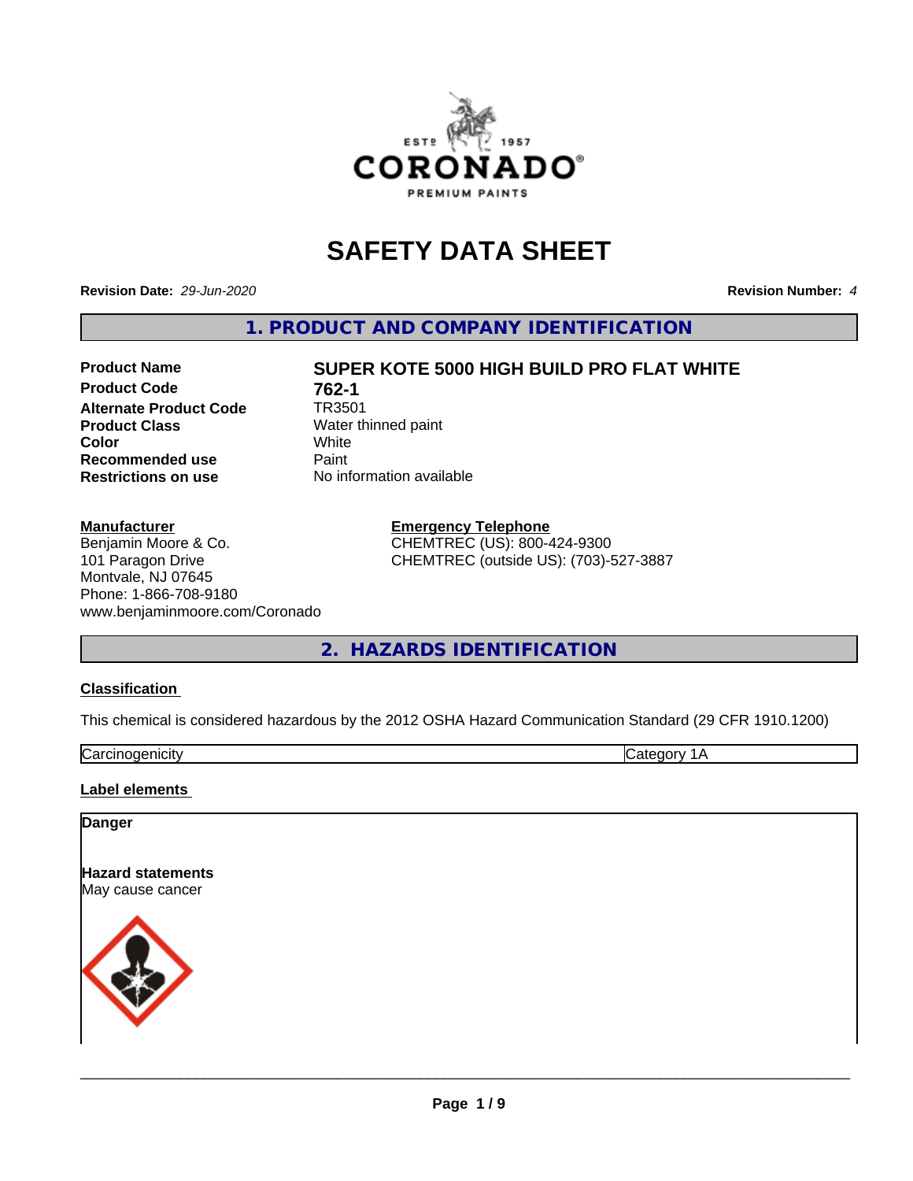# SAFETY DATA SHEET

**Revision Date:** *29-Jun-2020*

**Revision Number:** *4*

## 1. PRODUCT AND COMPANY IDENTIFICATION

| | |
|---|---|
| **Product Name** | **SUPER KOTE 5000 HIGH BUILD PRO FLAT WHITE** |
| **Product Code** | **762-1** |
| **Alternate Product Code** | TR3501 |
| **Product Class** | Water thinned paint |
| **Color** | White |
| **Recommended use** | Paint |
| **Restrictions on use** | No information available |

**Manufacturer**
Benjamin Moore & Co.
101 Paragon Drive
Montvale, NJ 07645
Phone: 1-866-708-9180
www.benjaminmoore.com/Coronado

**Emergency Telephone**
CHEMTREC (US): 800-424-9300
CHEMTREC (outside US): (703)-527-3887

## 2. HAZARDS IDENTIFICATION

**Classification**

This chemical is considered hazardous by the 2012 OSHA Hazard Communication Standard (29 CFR 1910.1200)

| | |
|---|---|
| Carcinogenicity | Category 1A |

**Label elements**

**Danger**

**Hazard statements**
May cause cancer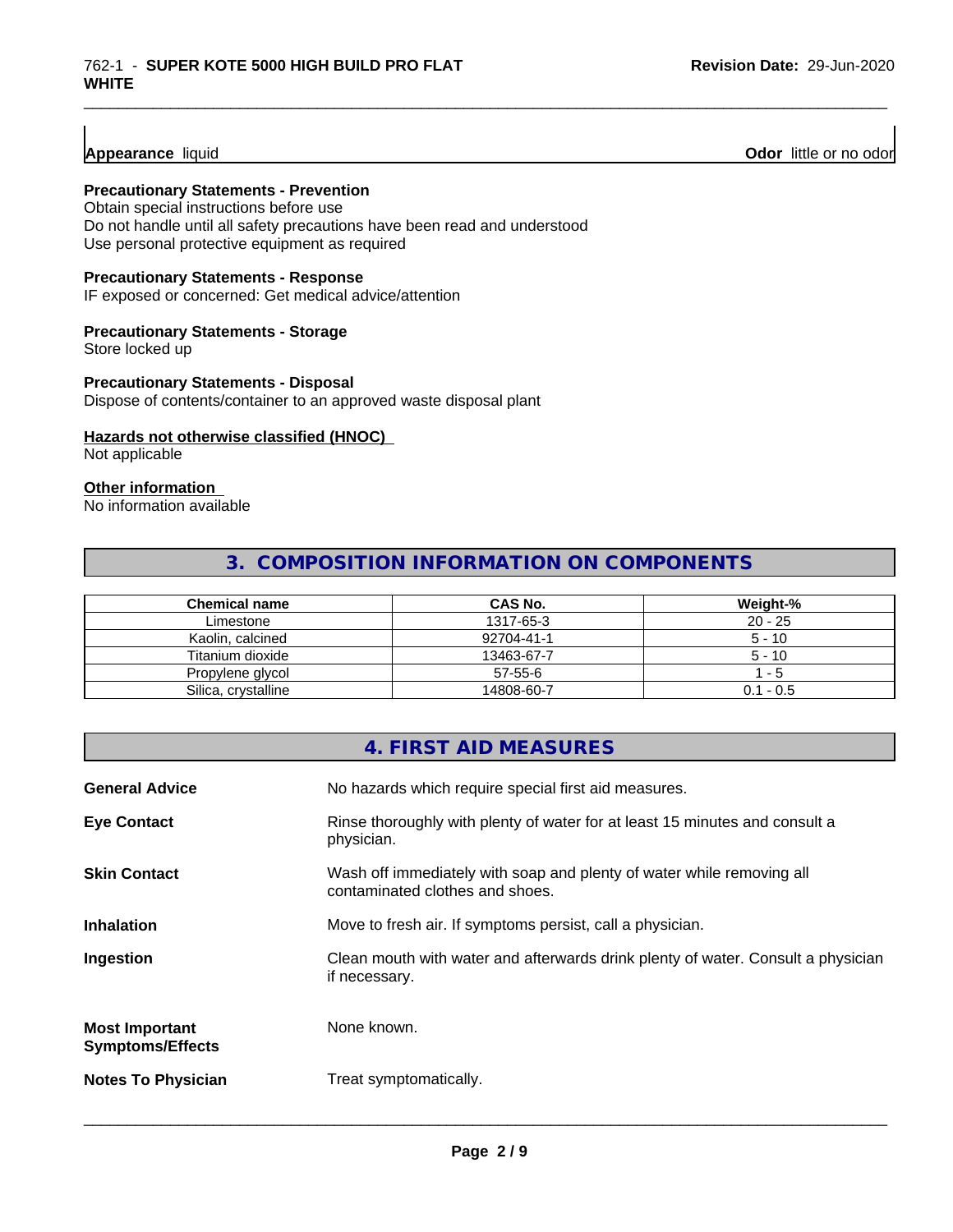**Appearance** liquid **Odor** little or no odor

**Precautionary Statements - Prevention**
Obtain special instructions before use
Do not handle until all safety precautions have been read and understood
Use personal protective equipment as required

**Precautionary Statements - Response**
IF exposed or concerned: Get medical advice/attention

**Precautionary Statements - Storage**
Store locked up

**Precautionary Statements - Disposal**
Dispose of contents/container to an approved waste disposal plant

**Hazards not otherwise classified (HNOC)**
Not applicable

**Other information**
No information available

## 3. COMPOSITION INFORMATION ON COMPONENTS

| Chemical name | CAS No. | Weight-% |
|---|---|---|
| Limestone | 1317-65-3 | 20 - 25 |
| Kaolin, calcined | 92704-41-1 | 5 - 10 |
| Titanium dioxide | 13463-67-7 | 5 - 10 |
| Propylene glycol | 57-55-6 | 1 - 5 |
| Silica, crystalline | 14808-60-7 | 0.1 - 0.5 |

## 4. FIRST AID MEASURES

**General Advice** No hazards which require special first aid measures.

**Eye Contact** Rinse thoroughly with plenty of water for at least 15 minutes and consult a physician.

**Skin Contact** Wash off immediately with soap and plenty of water while removing all contaminated clothes and shoes.

**Inhalation** Move to fresh air. If symptoms persist, call a physician.

**Ingestion** Clean mouth with water and afterwards drink plenty of water. Consult a physician if necessary.

**Most Important Symptoms/Effects** None known.

**Notes To Physician** Treat symptomatically.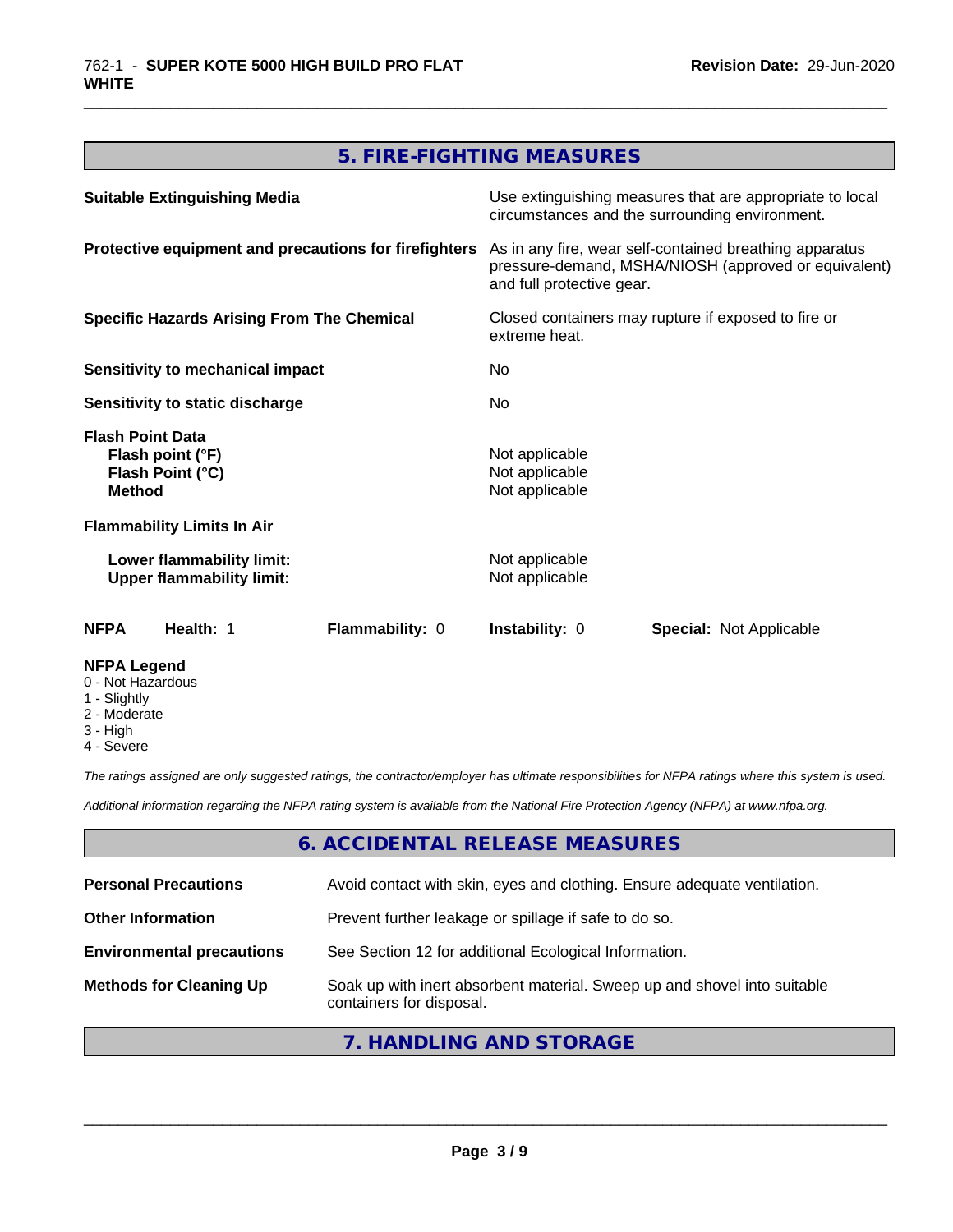## 5. FIRE-FIGHTING MEASURES

| | |
|---|---|
| **Suitable Extinguishing Media** | Use extinguishing measures that are appropriate to local circumstances and the surrounding environment. |
| **Protective equipment and precautions for firefighters** | As in any fire, wear self-contained breathing apparatus pressure-demand, MSHA/NIOSH (approved or equivalent) and full protective gear. |
| **Specific Hazards Arising From The Chemical** | Closed containers may rupture if exposed to fire or extreme heat. |
| **Sensitivity to mechanical impact** | No |
| **Sensitivity to static discharge** | No |

**Flash Point Data**

| | |
|---|---|
| **Flash point (°F)** | Not applicable |
| **Flash Point (°C)** | Not applicable |
| **Method** | Not applicable |

**Flammability Limits In Air**

| | |
|---|---|
| **Lower flammability limit:** | Not applicable |
| **Upper flammability limit:** | Not applicable |

| **NFPA** | **Health:** 1 | **Flammability:** 0 | **Instability:** 0 | **Special:** Not Applicable |
|---|---|---|---|---|

**NFPA Legend**
- 0 - Not Hazardous
- 1 - Slightly
- 2 - Moderate
- 3 - High
- 4 - Severe

*The ratings assigned are only suggested ratings, the contractor/employer has ultimate responsibilities for NFPA ratings where this system is used.*

*Additional information regarding the NFPA rating system is available from the National Fire Protection Agency (NFPA) at www.nfpa.org.*

## 6. ACCIDENTAL RELEASE MEASURES

| | |
|---|---|
| **Personal Precautions** | Avoid contact with skin, eyes and clothing. Ensure adequate ventilation. |
| **Other Information** | Prevent further leakage or spillage if safe to do so. |
| **Environmental precautions** | See Section 12 for additional Ecological Information. |
| **Methods for Cleaning Up** | Soak up with inert absorbent material. Sweep up and shovel into suitable containers for disposal. |

## 7. HANDLING AND STORAGE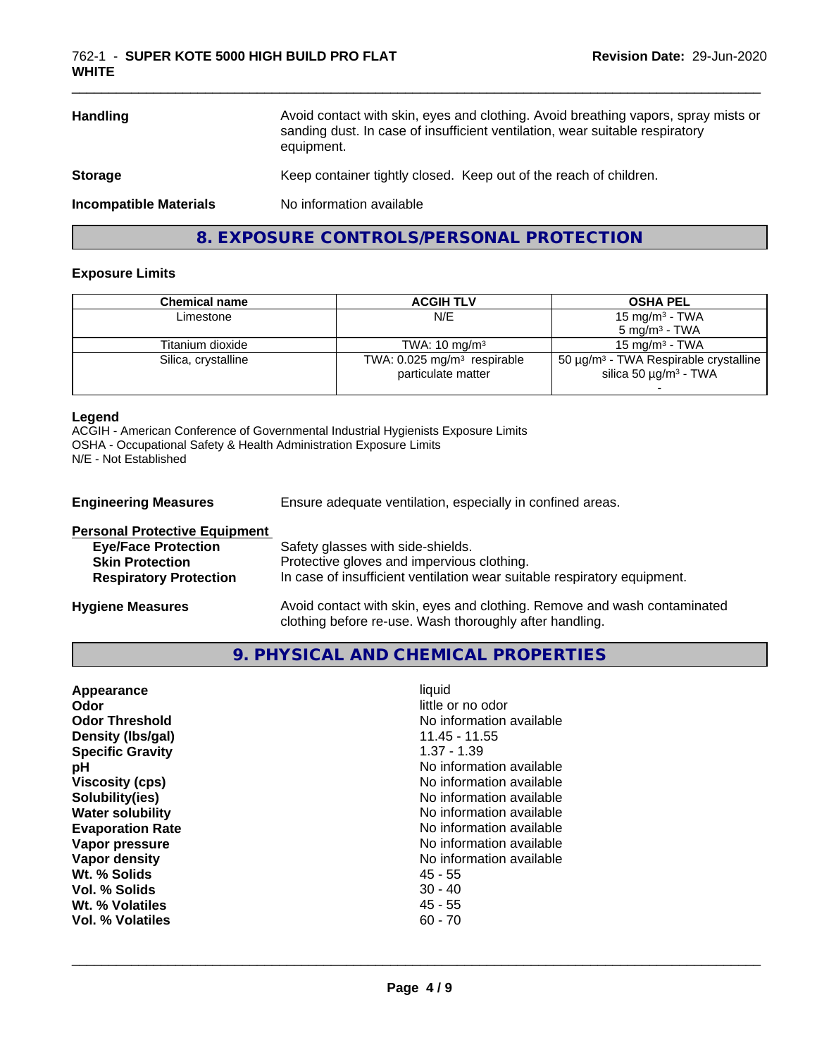| | |
|---|---|
| **Handling** | Avoid contact with skin, eyes and clothing. Avoid breathing vapors, spray mists or sanding dust. In case of insufficient ventilation, wear suitable respiratory equipment. |
| **Storage** | Keep container tightly closed. Keep out of the reach of children. |
| **Incompatible Materials** | No information available |

## 8. EXPOSURE CONTROLS/PERSONAL PROTECTION

### Exposure Limits

| Chemical name | ACGIH TLV | OSHA PEL |
|---|---|---|
| Limestone | N/E | 15 mg/m³ - TWA<br>5 mg/m³ - TWA |
| Titanium dioxide | TWA: 10 mg/m³ | 15 mg/m³ - TWA |
| Silica, crystalline | TWA: 0.025 mg/m³ respirable particulate matter | 50 µg/m³ - TWA Respirable crystalline silica 50 µg/m³ - TWA<br>- |

**Legend**
ACGIH - American Conference of Governmental Industrial Hygienists Exposure Limits
OSHA - Occupational Safety & Health Administration Exposure Limits
N/E - Not Established

| | |
|---|---|
| **Engineering Measures** | Ensure adequate ventilation, especially in confined areas. |

**Personal Protective Equipment**

| | |
|---|---|
| **Eye/Face Protection** | Safety glasses with side-shields. |
| **Skin Protection** | Protective gloves and impervious clothing. |
| **Respiratory Protection** | In case of insufficient ventilation wear suitable respiratory equipment. |
| **Hygiene Measures** | Avoid contact with skin, eyes and clothing. Remove and wash contaminated clothing before re-use. Wash thoroughly after handling. |

## 9. PHYSICAL AND CHEMICAL PROPERTIES

| | |
|---|---|
| **Appearance** | liquid |
| **Odor** | little or no odor |
| **Odor Threshold** | No information available |
| **Density (lbs/gal)** | 11.45 - 11.55 |
| **Specific Gravity** | 1.37 - 1.39 |
| **pH** | No information available |
| **Viscosity (cps)** | No information available |
| **Solubility(ies)** | No information available |
| **Water solubility** | No information available |
| **Evaporation Rate** | No information available |
| **Vapor pressure** | No information available |
| **Vapor density** | No information available |
| **Wt. % Solids** | 45 - 55 |
| **Vol. % Solids** | 30 - 40 |
| **Wt. % Volatiles** | 45 - 55 |
| **Vol. % Volatiles** | 60 - 70 |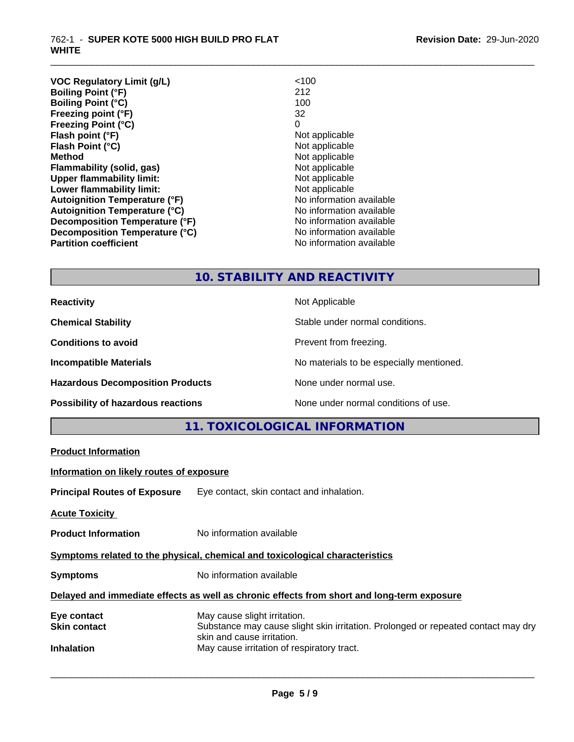| | |
|---|---|
| **VOC Regulatory Limit (g/L)** | <100 |
| **Boiling Point (°F)** | 212 |
| **Boiling Point (°C)** | 100 |
| **Freezing point (°F)** | 32 |
| **Freezing Point (°C)** | 0 |
| **Flash point (°F)** | Not applicable |
| **Flash Point (°C)** | Not applicable |
| **Method** | Not applicable |
| **Flammability (solid, gas)** | Not applicable |
| **Upper flammability limit:** | Not applicable |
| **Lower flammability limit:** | Not applicable |
| **Autoignition Temperature (°F)** | No information available |
| **Autoignition Temperature (°C)** | No information available |
| **Decomposition Temperature (°F)** | No information available |
| **Decomposition Temperature (°C)** | No information available |
| **Partition coefficient** | No information available |

## 10. STABILITY AND REACTIVITY

| | |
|---|---|
| **Reactivity** | Not Applicable |
| **Chemical Stability** | Stable under normal conditions. |
| **Conditions to avoid** | Prevent from freezing. |
| **Incompatible Materials** | No materials to be especially mentioned. |
| **Hazardous Decomposition Products** | None under normal use. |
| **Possibility of hazardous reactions** | None under normal conditions of use. |

## 11. TOXICOLOGICAL INFORMATION

**Product Information**

**Information on likely routes of exposure**

**Principal Routes of Exposure** Eye contact, skin contact and inhalation.

**Acute Toxicity**

**Product Information** No information available

**Symptoms related to the physical, chemical and toxicological characteristics**

**Symptoms** No information available

**Delayed and immediate effects as well as chronic effects from short and long-term exposure**

| | |
|---|---|
| **Eye contact** | May cause slight irritation. |
| **Skin contact** | Substance may cause slight skin irritation. Prolonged or repeated contact may dry skin and cause irritation. |
| **Inhalation** | May cause irritation of respiratory tract. |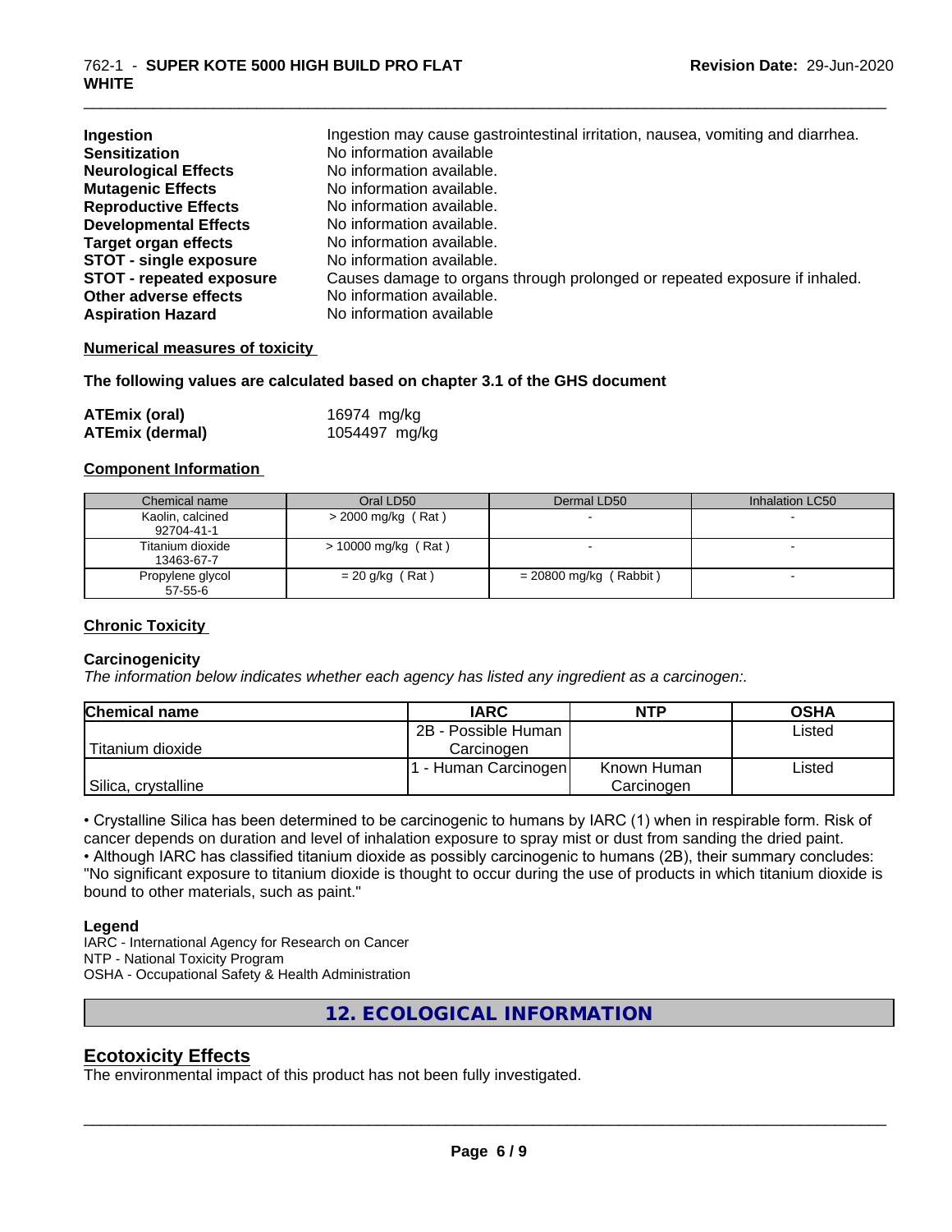| | |
|---|---|
| **Ingestion** | Ingestion may cause gastrointestinal irritation, nausea, vomiting and diarrhea. |
| **Sensitization** | No information available |
| **Neurological Effects** | No information available. |
| **Mutagenic Effects** | No information available. |
| **Reproductive Effects** | No information available. |
| **Developmental Effects** | No information available. |
| **Target organ effects** | No information available. |
| **STOT - single exposure** | No information available. |
| **STOT - repeated exposure** | Causes damage to organs through prolonged or repeated exposure if inhaled. |
| **Other adverse effects** | No information available. |
| **Aspiration Hazard** | No information available |

**Numerical measures of toxicity**

**The following values are calculated based on chapter 3.1 of the GHS document**

| | |
|---|---|
| **ATEmix (oral)** | 16974 mg/kg |
| **ATEmix (dermal)** | 1054497 mg/kg |

**Component Information**

| Chemical name | Oral LD50 | Dermal LD50 | Inhalation LC50 |
|---|---|---|---|
| Kaolin, calcined<br>92704-41-1 | > 2000 mg/kg ( Rat ) | - | - |
| Titanium dioxide<br>13463-67-7 | > 10000 mg/kg ( Rat ) | - | - |
| Propylene glycol<br>57-55-6 | = 20 g/kg ( Rat ) | = 20800 mg/kg ( Rabbit ) | - |

**Chronic Toxicity**

**Carcinogenicity**

*The information below indicates whether each agency has listed any ingredient as a carcinogen:.*

| Chemical name | IARC | NTP | OSHA |
|---|---|---|---|
| Titanium dioxide | 2B - Possible Human Carcinogen | | Listed |
| Silica, crystalline | 1 - Human Carcinogen | Known Human Carcinogen | Listed |

• Crystalline Silica has been determined to be carcinogenic to humans by IARC (1) when in respirable form. Risk of cancer depends on duration and level of inhalation exposure to spray mist or dust from sanding the dried paint.
• Although IARC has classified titanium dioxide as possibly carcinogenic to humans (2B), their summary concludes: "No significant exposure to titanium dioxide is thought to occur during the use of products in which titanium dioxide is bound to other materials, such as paint."

**Legend**

IARC - International Agency for Research on Cancer
NTP - National Toxicity Program
OSHA - Occupational Safety & Health Administration

## 12. ECOLOGICAL INFORMATION

## Ecotoxicity Effects

The environmental impact of this product has not been fully investigated.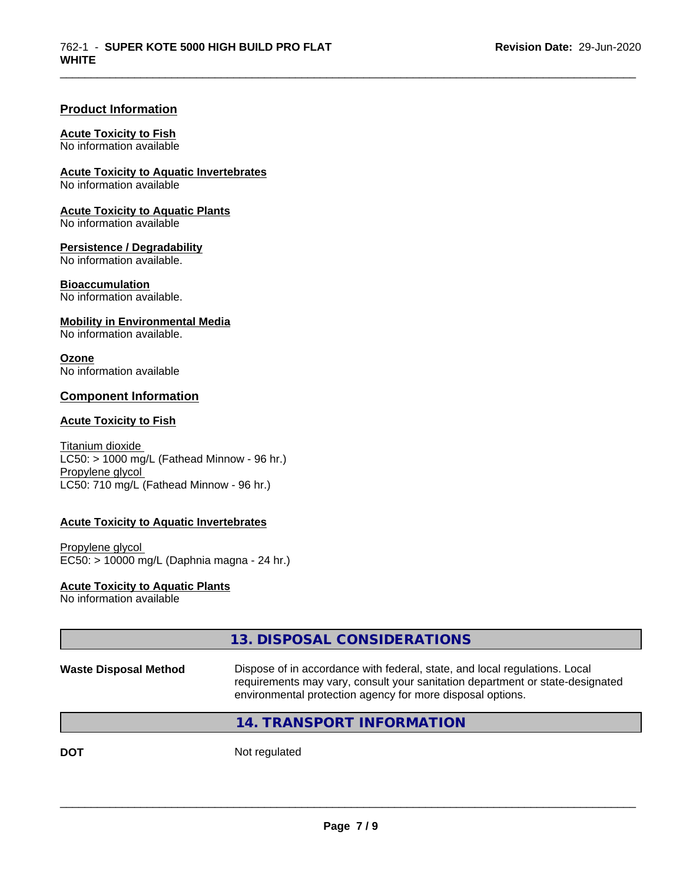## Product Information

**Acute Toxicity to Fish**
No information available

**Acute Toxicity to Aquatic Invertebrates**
No information available

**Acute Toxicity to Aquatic Plants**
No information available

**Persistence / Degradability**
No information available.

**Bioaccumulation**
No information available.

**Mobility in Environmental Media**
No information available.

**Ozone**
No information available

## Component Information

**Acute Toxicity to Fish**

Titanium dioxide
LC50: > 1000 mg/L (Fathead Minnow - 96 hr.)
Propylene glycol
LC50: 710 mg/L (Fathead Minnow - 96 hr.)

**Acute Toxicity to Aquatic Invertebrates**

Propylene glycol
EC50: > 10000 mg/L (Daphnia magna - 24 hr.)

**Acute Toxicity to Aquatic Plants**
No information available

## 13. DISPOSAL CONSIDERATIONS

**Waste Disposal Method** Dispose of in accordance with federal, state, and local regulations. Local requirements may vary, consult your sanitation department or state-designated environmental protection agency for more disposal options.

## 14. TRANSPORT INFORMATION

**DOT** Not regulated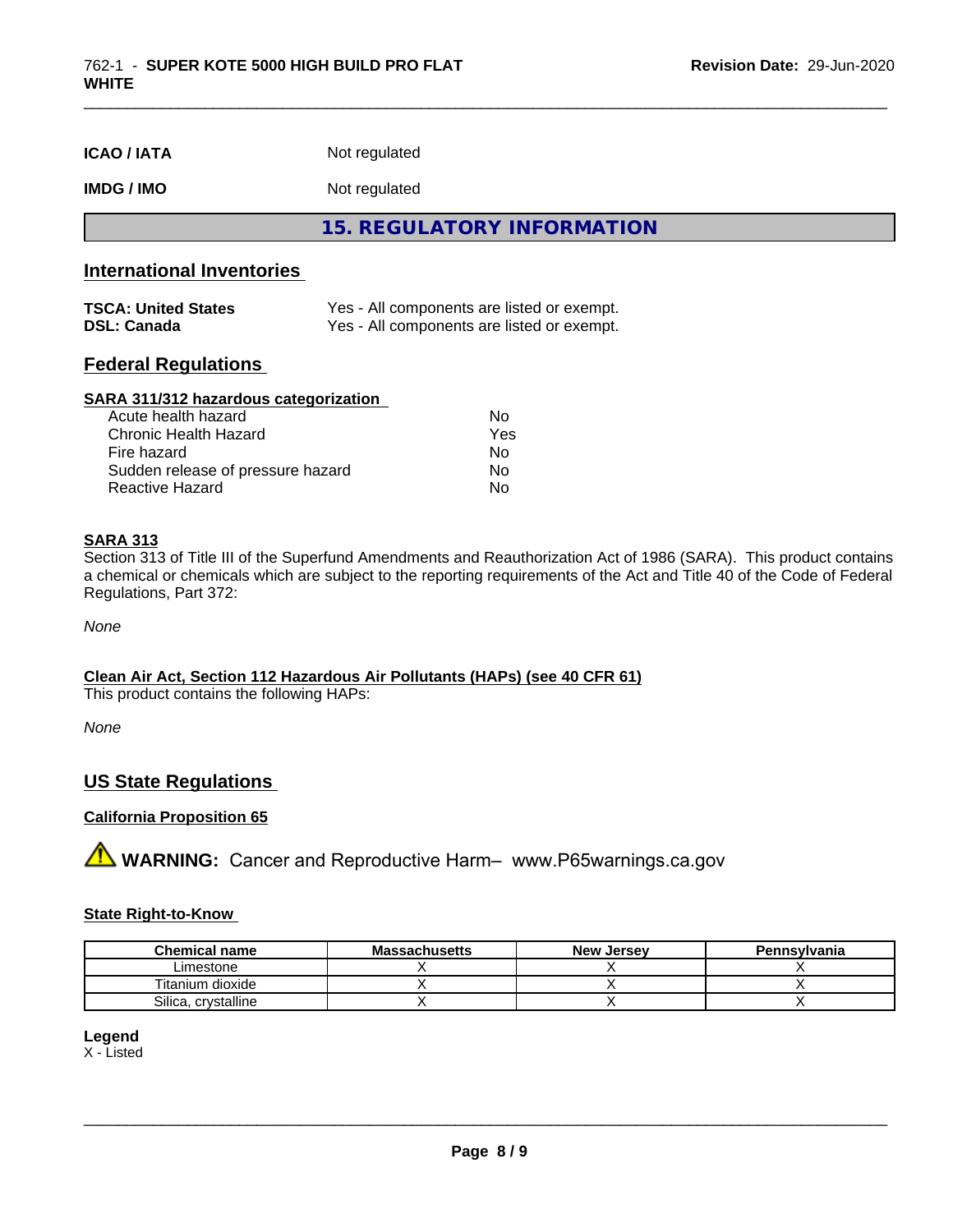| | |
|---|---|
| **ICAO / IATA** | Not regulated |
| **IMDG / IMO** | Not regulated |

## 15. REGULATORY INFORMATION

### International Inventories

| | |
|---|---|
| **TSCA: United States** | Yes - All components are listed or exempt. |
| **DSL: Canada** | Yes - All components are listed or exempt. |

### Federal Regulations

**SARA 311/312 hazardous categorization**

| | |
|---|---|
| Acute health hazard | No |
| Chronic Health Hazard | Yes |
| Fire hazard | No |
| Sudden release of pressure hazard | No |
| Reactive Hazard | No |

**SARA 313**

Section 313 of Title III of the Superfund Amendments and Reauthorization Act of 1986 (SARA). This product contains a chemical or chemicals which are subject to the reporting requirements of the Act and Title 40 of the Code of Federal Regulations, Part 372:

*None*

**Clean Air Act, Section 112 Hazardous Air Pollutants (HAPs) (see 40 CFR 61)**

This product contains the following HAPs:

*None*

### US State Regulations

**California Proposition 65**

⚠ **WARNING:** Cancer and Reproductive Harm– www.P65warnings.ca.gov

**State Right-to-Know**

| Chemical name | Massachusetts | New Jersey | Pennsylvania |
|---|---|---|---|
| Limestone | X | X | X |
| Titanium dioxide | X | X | X |
| Silica, crystalline | X | X | X |

**Legend**

X - Listed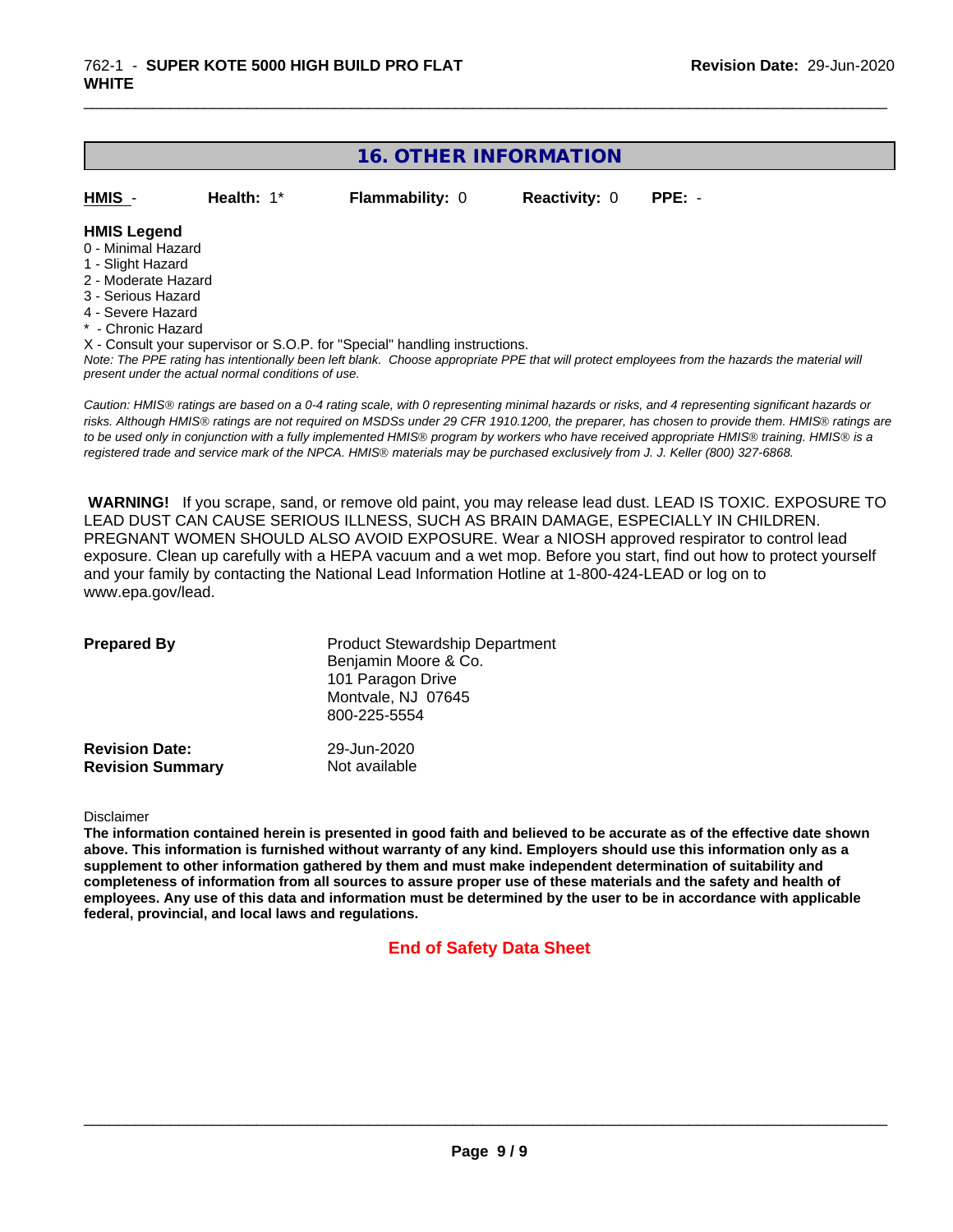## 16. OTHER INFORMATION

| HMIS - | Health: 1* | Flammability: 0 | Reactivity: 0 | PPE: - |
|---|---|---|---|---|

**HMIS Legend**
0 - Minimal Hazard
1 - Slight Hazard
2 - Moderate Hazard
3 - Serious Hazard
4 - Severe Hazard
* - Chronic Hazard
X - Consult your supervisor or S.O.P. for "Special" handling instructions.
*Note: The PPE rating has intentionally been left blank. Choose appropriate PPE that will protect employees from the hazards the material will present under the actual normal conditions of use.*

*Caution: HMIS® ratings are based on a 0-4 rating scale, with 0 representing minimal hazards or risks, and 4 representing significant hazards or risks. Although HMIS® ratings are not required on MSDSs under 29 CFR 1910.1200, the preparer, has chosen to provide them. HMIS® ratings are to be used only in conjunction with a fully implemented HMIS® program by workers who have received appropriate HMIS® training. HMIS® is a registered trade and service mark of the NPCA. HMIS® materials may be purchased exclusively from J. J. Keller (800) 327-6868.*

**WARNING!** If you scrape, sand, or remove old paint, you may release lead dust. LEAD IS TOXIC. EXPOSURE TO LEAD DUST CAN CAUSE SERIOUS ILLNESS, SUCH AS BRAIN DAMAGE, ESPECIALLY IN CHILDREN. PREGNANT WOMEN SHOULD ALSO AVOID EXPOSURE. Wear a NIOSH approved respirator to control lead exposure. Clean up carefully with a HEPA vacuum and a wet mop. Before you start, find out how to protect yourself and your family by contacting the National Lead Information Hotline at 1-800-424-LEAD or log on to www.epa.gov/lead.

| | |
|---|---|
| **Prepared By** | Product Stewardship Department<br>Benjamin Moore & Co.<br>101 Paragon Drive<br>Montvale, NJ 07645<br>800-225-5554 |
| **Revision Date:** | 29-Jun-2020 |
| **Revision Summary** | Not available |

Disclaimer
**The information contained herein is presented in good faith and believed to be accurate as of the effective date shown above. This information is furnished without warranty of any kind. Employers should use this information only as a supplement to other information gathered by them and must make independent determination of suitability and completeness of information from all sources to assure proper use of these materials and the safety and health of employees. Any use of this data and information must be determined by the user to be in accordance with applicable federal, provincial, and local laws and regulations.**

**End of Safety Data Sheet**